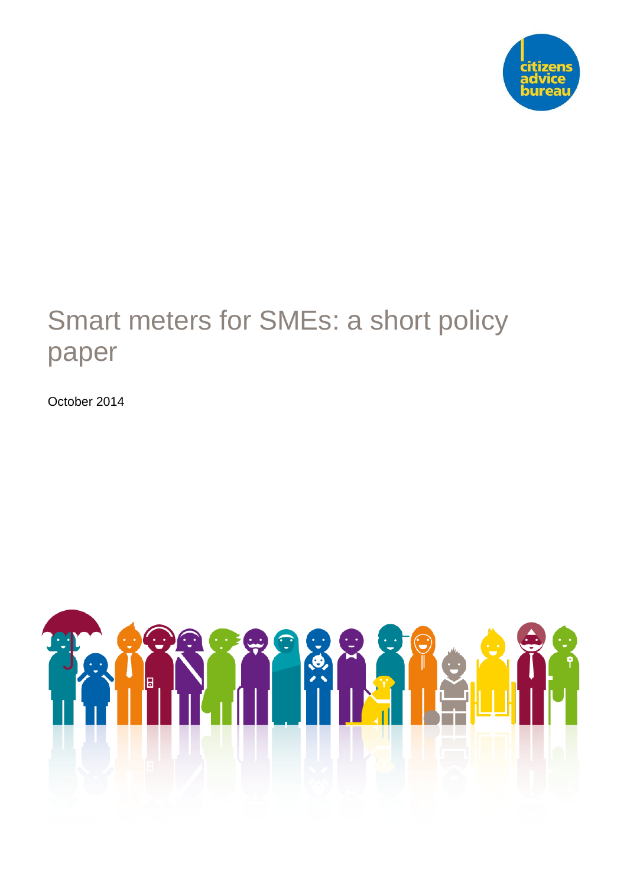# Smart meters for SMEs: a short policy paper

October 2014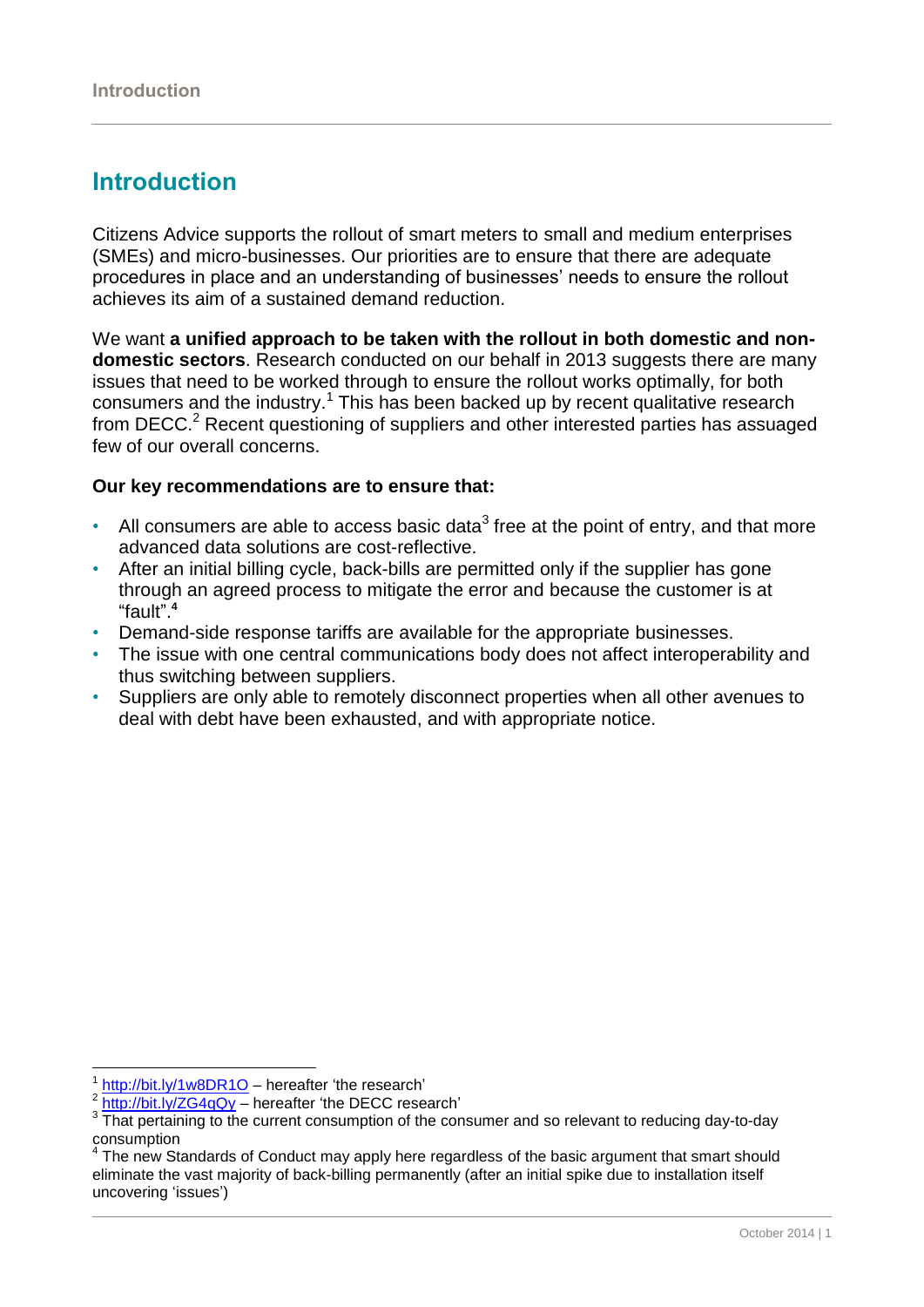# Introduction

Citizens Advice supports the rollout of smart meters to small and medium enterprises (SMEs) and micro-businesses. Our priorities are to ensure that there are adequate procedures in place and an understanding of businesses' needs to ensure the rollout achieves its aim of a sustained demand reduction.

We want **a unified approach to be taken with the rollout in both domestic and non-domestic sectors**. Research conducted on our behalf in 2013 suggests there are many issues that need to be worked through to ensure the rollout works optimally, for both consumers and the industry.[1] This has been backed up by recent qualitative research from DECC.[2] Recent questioning of suppliers and other interested parties has assuaged few of our overall concerns.

**Our key recommendations are to ensure that:**

- All consumers are able to access basic data[3] free at the point of entry, and that more advanced data solutions are cost-reflective.
- After an initial billing cycle, back-bills are permitted only if the supplier has gone through an agreed process to mitigate the error and because the customer is at "fault".[4]
- Demand-side response tariffs are available for the appropriate businesses.
- The issue with one central communications body does not affect interoperability and thus switching between suppliers.
- Suppliers are only able to remotely disconnect properties when all other avenues to deal with debt have been exhausted, and with appropriate notice.

[1] http://bit.ly/1w8DR1O – hereafter 'the research'

[2] http://bit.ly/ZG4qQy – hereafter 'the DECC research'

[3] That pertaining to the current consumption of the consumer and so relevant to reducing day-to-day consumption

[4] The new Standards of Conduct may apply here regardless of the basic argument that smart should eliminate the vast majority of back-billing permanently (after an initial spike due to installation itself uncovering 'issues')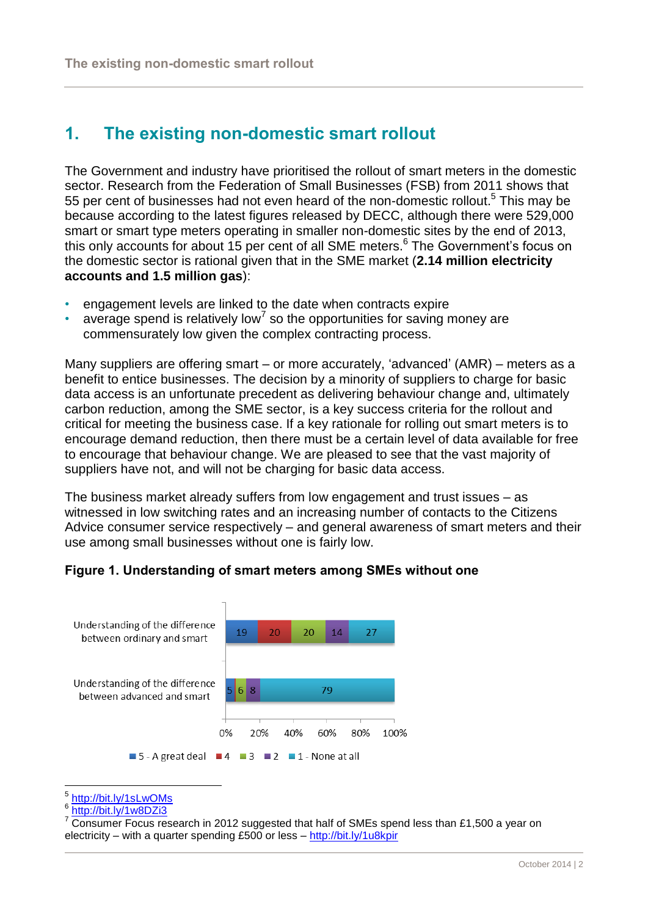# 1. The existing non-domestic smart rollout

The Government and industry have prioritised the rollout of smart meters in the domestic sector. Research from the Federation of Small Businesses (FSB) from 2011 shows that 55 per cent of businesses had not even heard of the non-domestic rollout.[5] This may be because according to the latest figures released by DECC, although there were 529,000 smart or smart type meters operating in smaller non-domestic sites by the end of 2013, this only accounts for about 15 per cent of all SME meters.[6] The Government's focus on the domestic sector is rational given that in the SME market (**2.14 million electricity accounts and 1.5 million gas**):

- engagement levels are linked to the date when contracts expire
- average spend is relatively low[7] so the opportunities for saving money are commensurately low given the complex contracting process.

Many suppliers are offering smart – or more accurately, 'advanced' (AMR) – meters as a benefit to entice businesses. The decision by a minority of suppliers to charge for basic data access is an unfortunate precedent as delivering behaviour change and, ultimately carbon reduction, among the SME sector, is a key success criteria for the rollout and critical for meeting the business case. If a key rationale for rolling out smart meters is to encourage demand reduction, then there must be a certain level of data available for free to encourage that behaviour change. We are pleased to see that the vast majority of suppliers have not, and will not be charging for basic data access.

The business market already suffers from low engagement and trust issues – as witnessed in low switching rates and an increasing number of contacts to the Citizens Advice consumer service respectively – and general awareness of smart meters and their use among small businesses without one is fairly low.

**Figure 1. Understanding of smart meters among SMEs without one**

Understanding of the difference between ordinary and smart: 19, 20, 20, 14, 27

Understanding of the difference between advanced and smart: 5, 6, 8, 79

0% 20% 40% 60% 80% 100%

5 - A great deal, 4, 3, 2, 1 - None at all

---

[5] http://bit.ly/1sLwOMs

[6] http://bit.ly/1w8DZi3

[7] Consumer Focus research in 2012 suggested that half of SMEs spend less than £1,500 a year on electricity – with a quarter spending £500 or less – http://bit.ly/1u8kpir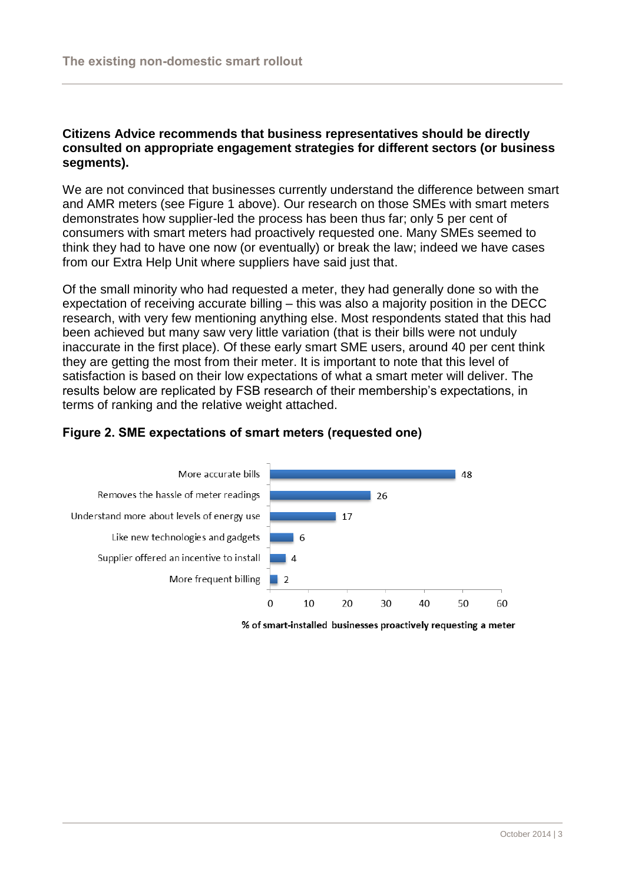**Citizens Advice recommends that business representatives should be directly consulted on appropriate engagement strategies for different sectors (or business segments).**

We are not convinced that businesses currently understand the difference between smart and AMR meters (see Figure 1 above). Our research on those SMEs with smart meters demonstrates how supplier-led the process has been thus far; only 5 per cent of consumers with smart meters had proactively requested one. Many SMEs seemed to think they had to have one now (or eventually) or break the law; indeed we have cases from our Extra Help Unit where suppliers have said just that.

Of the small minority who had requested a meter, they had generally done so with the expectation of receiving accurate billing – this was also a majority position in the DECC research, with very few mentioning anything else. Most respondents stated that this had been achieved but many saw very little variation (that is their bills were not unduly inaccurate in the first place). Of these early smart SME users, around 40 per cent think they are getting the most from their meter. It is important to note that this level of satisfaction is based on their low expectations of what a smart meter will deliver. The results below are replicated by FSB research of their membership's expectations, in terms of ranking and the relative weight attached.

**Figure 2. SME expectations of smart meters (requested one)**

More accurate bills 48
Removes the hassle of meter readings 26
Understand more about levels of energy use 17
Like new technologies and gadgets 6
Supplier offered an incentive to install 4
More frequent billing 2

0 10 20 30 40 50 60

% of smart-installed businesses proactively requesting a meter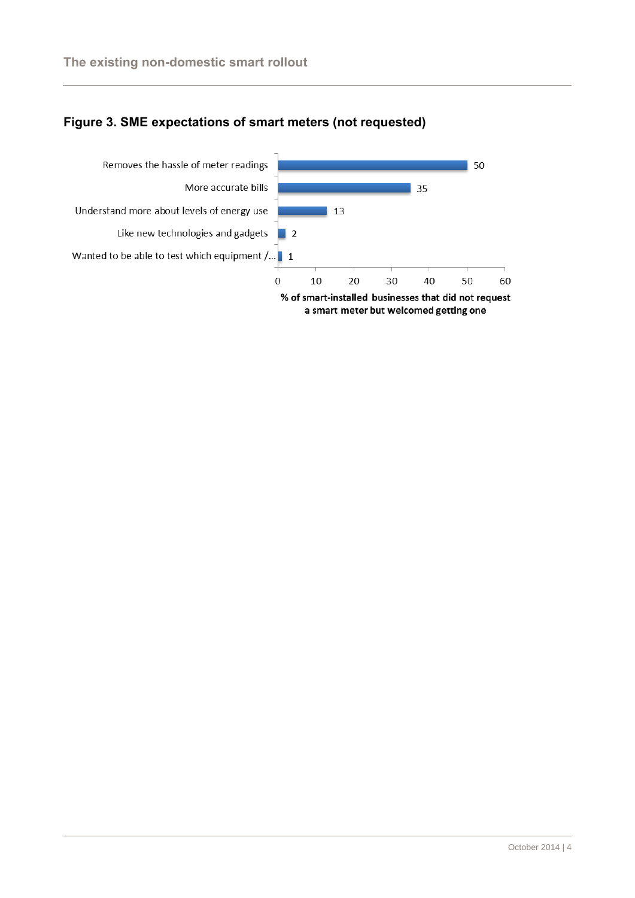## Figure 3. SME expectations of smart meters (not requested)

| | % of smart-installed businesses that did not request a smart meter but welcomed getting one |
|---|---|
| Removes the hassle of meter readings | 50 |
| More accurate bills | 35 |
| Understand more about levels of energy use | 13 |
| Like new technologies and gadgets | 2 |
| Wanted to be able to test which equipment /... | 1 |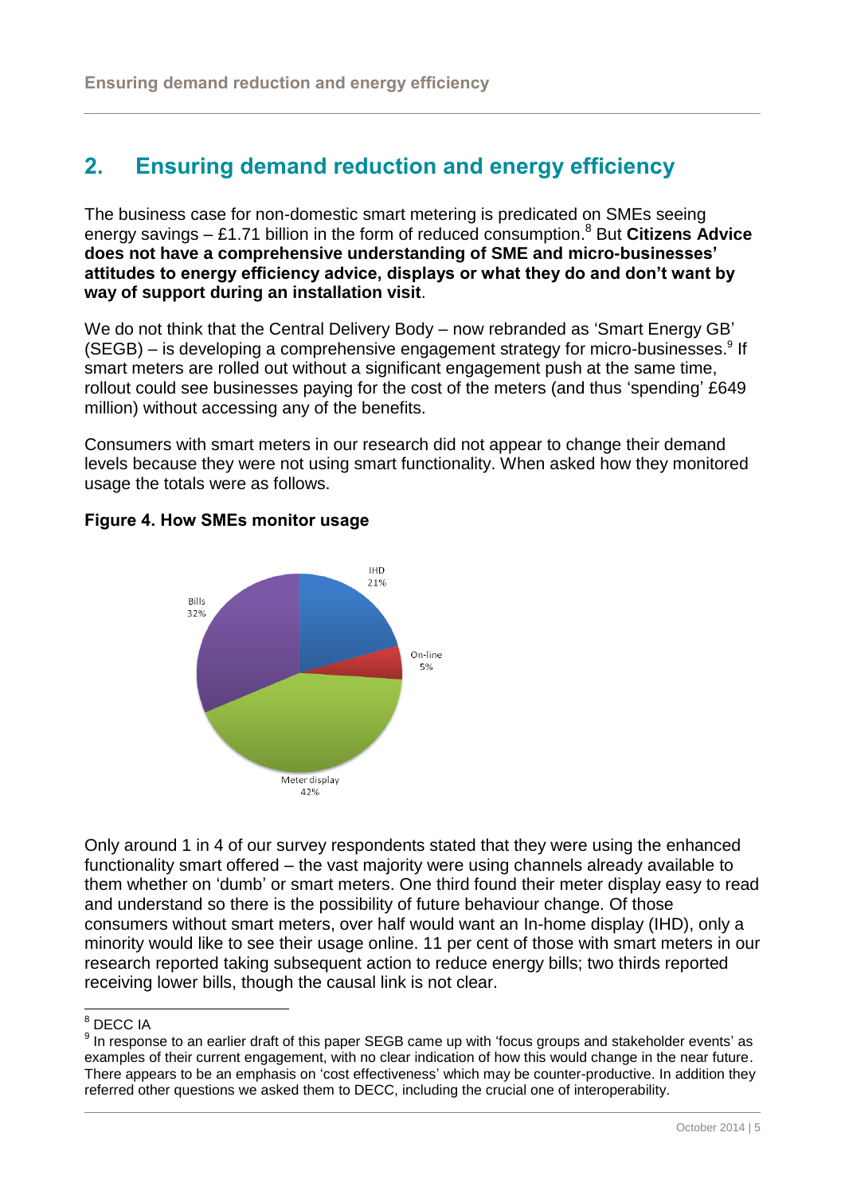## 2. Ensuring demand reduction and energy efficiency

The business case for non-domestic smart metering is predicated on SMEs seeing energy savings – £1.71 billion in the form of reduced consumption.[8] But **Citizens Advice does not have a comprehensive understanding of SME and micro-businesses' attitudes to energy efficiency advice, displays or what they do and don't want by way of support during an installation visit**.

We do not think that the Central Delivery Body – now rebranded as 'Smart Energy GB' (SEGB) – is developing a comprehensive engagement strategy for micro-businesses.[9] If smart meters are rolled out without a significant engagement push at the same time, rollout could see businesses paying for the cost of the meters (and thus 'spending' £649 million) without accessing any of the benefits.

Consumers with smart meters in our research did not appear to change their demand levels because they were not using smart functionality. When asked how they monitored usage the totals were as follows.

**Figure 4. How SMEs monitor usage**

IHD
21%

On-line
5%

Meter display
42%

Bills
32%

Only around 1 in 4 of our survey respondents stated that they were using the enhanced functionality smart offered – the vast majority were using channels already available to them whether on 'dumb' or smart meters. One third found their meter display easy to read and understand so there is the possibility of future behaviour change. Of those consumers without smart meters, over half would want an In-home display (IHD), only a minority would like to see their usage online. 11 per cent of those with smart meters in our research reported taking subsequent action to reduce energy bills; two thirds reported receiving lower bills, though the causal link is not clear.

---

[8] DECC IA

[9] In response to an earlier draft of this paper SEGB came up with 'focus groups and stakeholder events' as examples of their current engagement, with no clear indication of how this would change in the near future. There appears to be an emphasis on 'cost effectiveness' which may be counter-productive. In addition they referred other questions we asked them to DECC, including the crucial one of interoperability.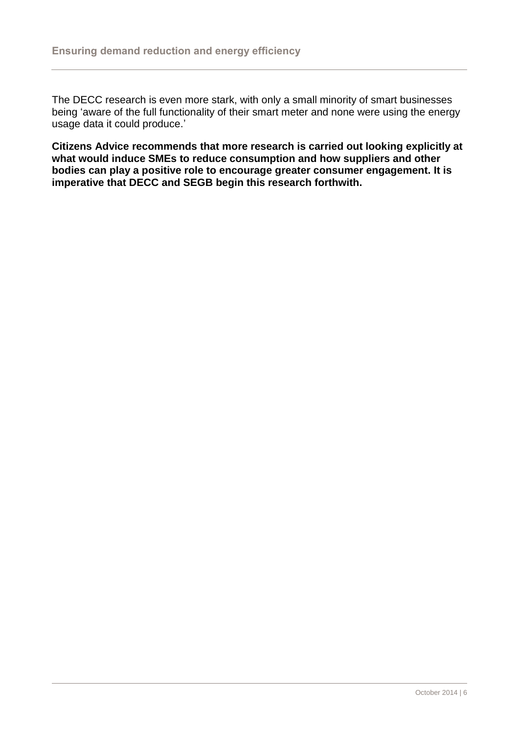The DECC research is even more stark, with only a small minority of smart businesses being 'aware of the full functionality of their smart meter and none were using the energy usage data it could produce.'

**Citizens Advice recommends that more research is carried out looking explicitly at what would induce SMEs to reduce consumption and how suppliers and other bodies can play a positive role to encourage greater consumer engagement. It is imperative that DECC and SEGB begin this research forthwith.**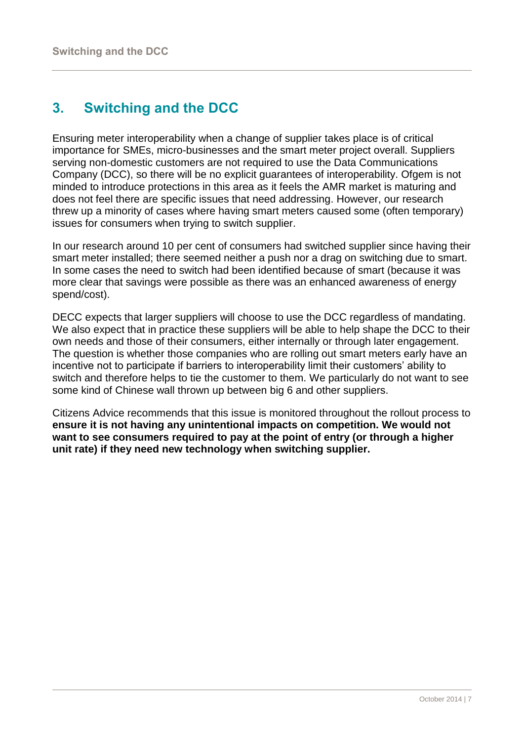## 3. Switching and the DCC

Ensuring meter interoperability when a change of supplier takes place is of critical importance for SMEs, micro-businesses and the smart meter project overall. Suppliers serving non-domestic customers are not required to use the Data Communications Company (DCC), so there will be no explicit guarantees of interoperability. Ofgem is not minded to introduce protections in this area as it feels the AMR market is maturing and does not feel there are specific issues that need addressing. However, our research threw up a minority of cases where having smart meters caused some (often temporary) issues for consumers when trying to switch supplier.

In our research around 10 per cent of consumers had switched supplier since having their smart meter installed; there seemed neither a push nor a drag on switching due to smart. In some cases the need to switch had been identified because of smart (because it was more clear that savings were possible as there was an enhanced awareness of energy spend/cost).

DECC expects that larger suppliers will choose to use the DCC regardless of mandating. We also expect that in practice these suppliers will be able to help shape the DCC to their own needs and those of their consumers, either internally or through later engagement. The question is whether those companies who are rolling out smart meters early have an incentive not to participate if barriers to interoperability limit their customers' ability to switch and therefore helps to tie the customer to them. We particularly do not want to see some kind of Chinese wall thrown up between big 6 and other suppliers.

Citizens Advice recommends that this issue is monitored throughout the rollout process to **ensure it is not having any unintentional impacts on competition. We would not want to see consumers required to pay at the point of entry (or through a higher unit rate) if they need new technology when switching supplier.**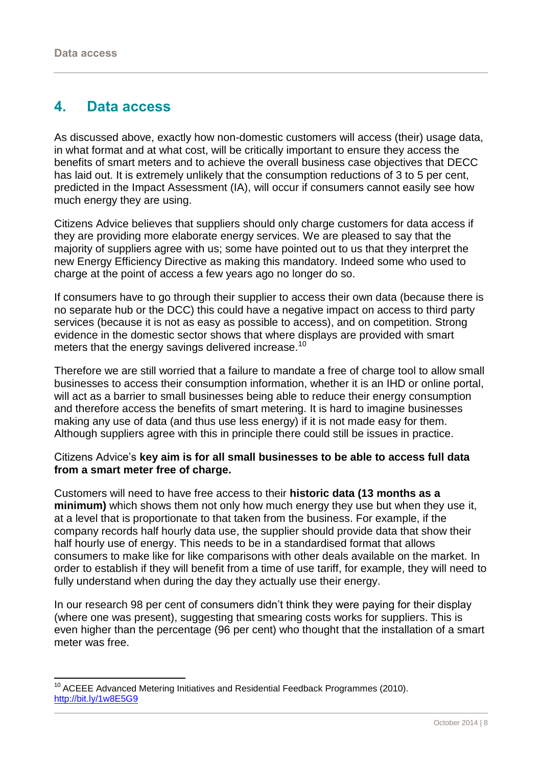## 4. Data access

As discussed above, exactly how non-domestic customers will access (their) usage data, in what format and at what cost, will be critically important to ensure they access the benefits of smart meters and to achieve the overall business case objectives that DECC has laid out. It is extremely unlikely that the consumption reductions of 3 to 5 per cent, predicted in the Impact Assessment (IA), will occur if consumers cannot easily see how much energy they are using.

Citizens Advice believes that suppliers should only charge customers for data access if they are providing more elaborate energy services. We are pleased to say that the majority of suppliers agree with us; some have pointed out to us that they interpret the new Energy Efficiency Directive as making this mandatory. Indeed some who used to charge at the point of access a few years ago no longer do so.

If consumers have to go through their supplier to access their own data (because there is no separate hub or the DCC) this could have a negative impact on access to third party services (because it is not as easy as possible to access), and on competition. Strong evidence in the domestic sector shows that where displays are provided with smart meters that the energy savings delivered increase.[10]

Therefore we are still worried that a failure to mandate a free of charge tool to allow small businesses to access their consumption information, whether it is an IHD or online portal, will act as a barrier to small businesses being able to reduce their energy consumption and therefore access the benefits of smart metering. It is hard to imagine businesses making any use of data (and thus use less energy) if it is not made easy for them. Although suppliers agree with this in principle there could still be issues in practice.

Citizens Advice's **key aim is for all small businesses to be able to access full data from a smart meter free of charge.**

Customers will need to have free access to their **historic data (13 months as a minimum)** which shows them not only how much energy they use but when they use it, at a level that is proportionate to that taken from the business. For example, if the company records half hourly data use, the supplier should provide data that show their half hourly use of energy. This needs to be in a standardised format that allows consumers to make like for like comparisons with other deals available on the market. In order to establish if they will benefit from a time of use tariff, for example, they will need to fully understand when during the day they actually use their energy.

In our research 98 per cent of consumers didn't think they were paying for their display (where one was present), suggesting that smearing costs works for suppliers. This is even higher than the percentage (96 per cent) who thought that the installation of a smart meter was free.

---

[10] ACEEE Advanced Metering Initiatives and Residential Feedback Programmes (2010). http://bit.ly/1w8E5G9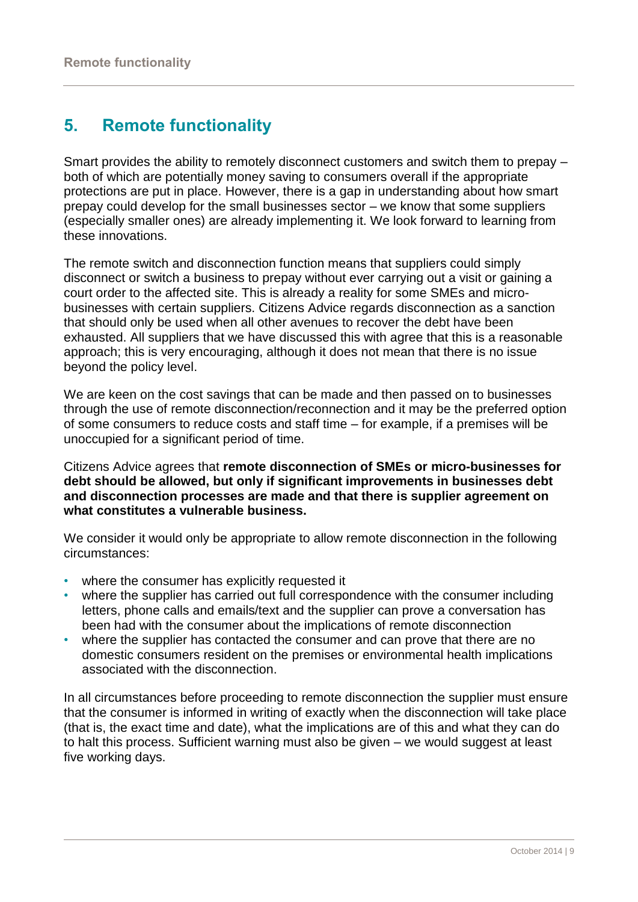## 5. Remote functionality

Smart provides the ability to remotely disconnect customers and switch them to prepay – both of which are potentially money saving to consumers overall if the appropriate protections are put in place. However, there is a gap in understanding about how smart prepay could develop for the small businesses sector – we know that some suppliers (especially smaller ones) are already implementing it. We look forward to learning from these innovations.

The remote switch and disconnection function means that suppliers could simply disconnect or switch a business to prepay without ever carrying out a visit or gaining a court order to the affected site. This is already a reality for some SMEs and micro-businesses with certain suppliers. Citizens Advice regards disconnection as a sanction that should only be used when all other avenues to recover the debt have been exhausted. All suppliers that we have discussed this with agree that this is a reasonable approach; this is very encouraging, although it does not mean that there is no issue beyond the policy level.

We are keen on the cost savings that can be made and then passed on to businesses through the use of remote disconnection/reconnection and it may be the preferred option of some consumers to reduce costs and staff time – for example, if a premises will be unoccupied for a significant period of time.

Citizens Advice agrees that **remote disconnection of SMEs or micro-businesses for debt should be allowed, but only if significant improvements in businesses debt and disconnection processes are made and that there is supplier agreement on what constitutes a vulnerable business.**

We consider it would only be appropriate to allow remote disconnection in the following circumstances:

- where the consumer has explicitly requested it
- where the supplier has carried out full correspondence with the consumer including letters, phone calls and emails/text and the supplier can prove a conversation has been had with the consumer about the implications of remote disconnection
- where the supplier has contacted the consumer and can prove that there are no domestic consumers resident on the premises or environmental health implications associated with the disconnection.

In all circumstances before proceeding to remote disconnection the supplier must ensure that the consumer is informed in writing of exactly when the disconnection will take place (that is, the exact time and date), what the implications are of this and what they can do to halt this process. Sufficient warning must also be given – we would suggest at least five working days.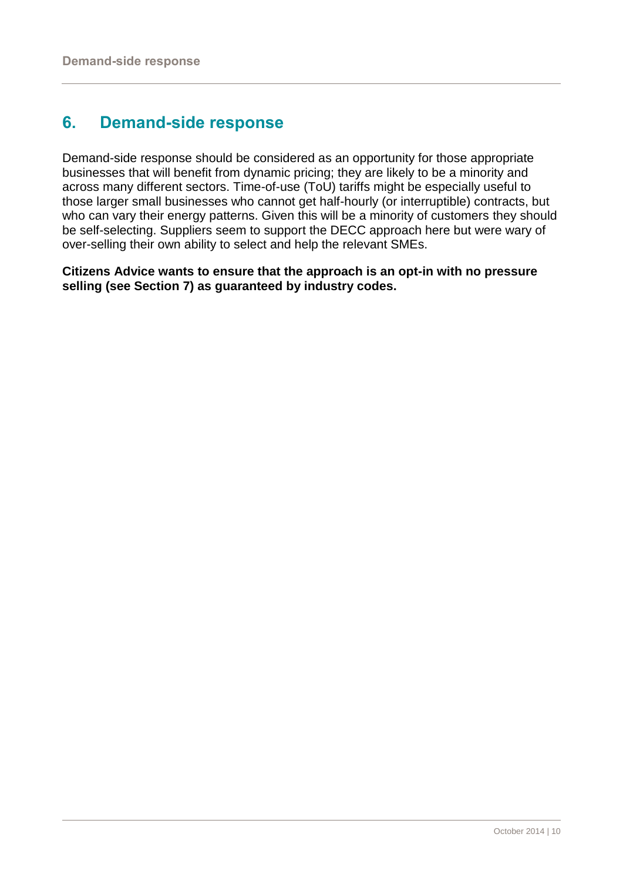## 6. Demand-side response

Demand-side response should be considered as an opportunity for those appropriate businesses that will benefit from dynamic pricing; they are likely to be a minority and across many different sectors. Time-of-use (ToU) tariffs might be especially useful to those larger small businesses who cannot get half-hourly (or interruptible) contracts, but who can vary their energy patterns. Given this will be a minority of customers they should be self-selecting. Suppliers seem to support the DECC approach here but were wary of over-selling their own ability to select and help the relevant SMEs.

**Citizens Advice wants to ensure that the approach is an opt-in with no pressure selling (see Section 7) as guaranteed by industry codes.**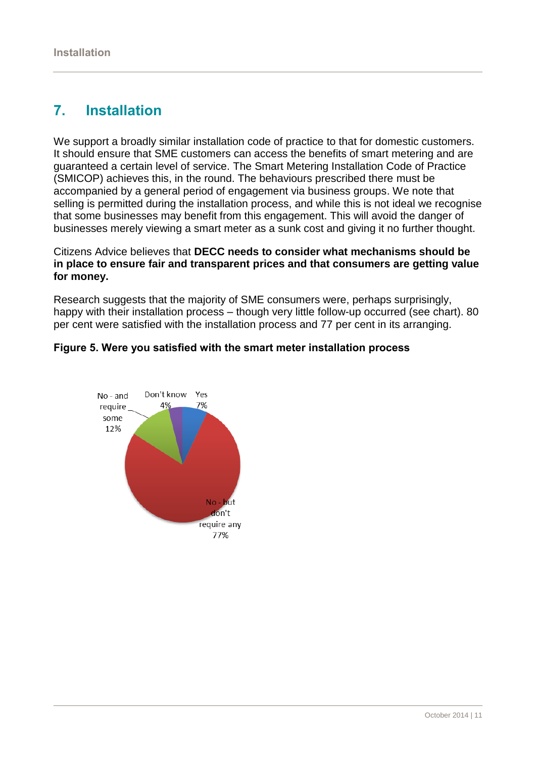# 7. Installation

We support a broadly similar installation code of practice to that for domestic customers. It should ensure that SME customers can access the benefits of smart metering and are guaranteed a certain level of service. The Smart Metering Installation Code of Practice (SMICOP) achieves this, in the round. The behaviours prescribed there must be accompanied by a general period of engagement via business groups. We note that selling is permitted during the installation process, and while this is not ideal we recognise that some businesses may benefit from this engagement. This will avoid the danger of businesses merely viewing a smart meter as a sunk cost and giving it no further thought.

Citizens Advice believes that **DECC needs to consider what mechanisms should be in place to ensure fair and transparent prices and that consumers are getting value for money.**

Research suggests that the majority of SME consumers were, perhaps surprisingly, happy with their installation process – though very little follow-up occurred (see chart). 80 per cent were satisfied with the installation process and 77 per cent in its arranging.

**Figure 5. Were you satisfied with the smart meter installation process**

No - and require some 12%
Don't know 4%
Yes 7%
No - but don't require any 77%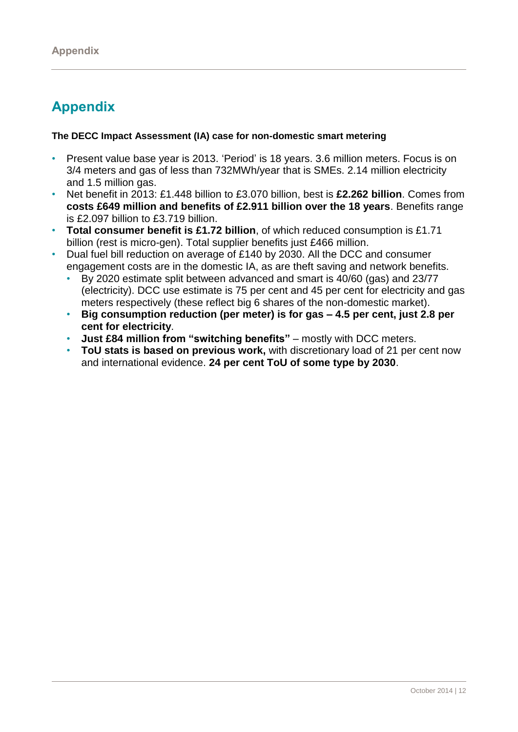# Appendix

**The DECC Impact Assessment (IA) case for non-domestic smart metering**

- Present value base year is 2013. 'Period' is 18 years. 3.6 million meters. Focus is on 3/4 meters and gas of less than 732MWh/year that is SMEs. 2.14 million electricity and 1.5 million gas.
- Net benefit in 2013: £1.448 billion to £3.070 billion, best is **£2.262 billion**. Comes from **costs £649 million and benefits of £2.911 billion over the 18 years**. Benefits range is £2.097 billion to £3.719 billion.
- **Total consumer benefit is £1.72 billion**, of which reduced consumption is £1.71 billion (rest is micro-gen). Total supplier benefits just £466 million.
- Dual fuel bill reduction on average of £140 by 2030. All the DCC and consumer engagement costs are in the domestic IA, as are theft saving and network benefits.
  - By 2020 estimate split between advanced and smart is 40/60 (gas) and 23/77 (electricity). DCC use estimate is 75 per cent and 45 per cent for electricity and gas meters respectively (these reflect big 6 shares of the non-domestic market).
  - **Big consumption reduction (per meter) is for gas – 4.5 per cent, just 2.8 per cent for electricity**.
  - **Just £84 million from "switching benefits"** – mostly with DCC meters.
  - **ToU stats is based on previous work,** with discretionary load of 21 per cent now and international evidence. **24 per cent ToU of some type by 2030**.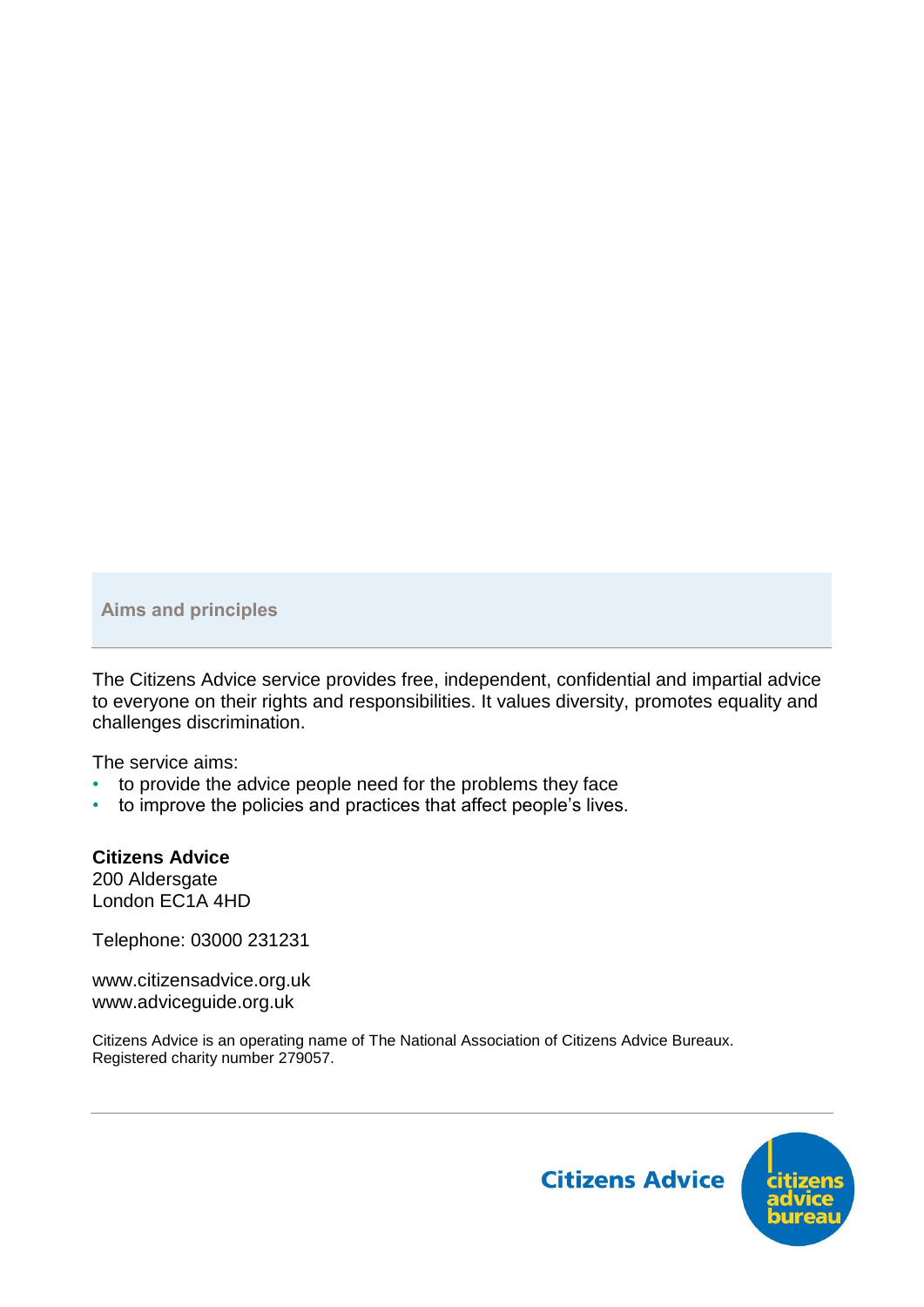## Aims and principles

The Citizens Advice service provides free, independent, confidential and impartial advice to everyone on their rights and responsibilities. It values diversity, promotes equality and challenges discrimination.

The service aims:

- to provide the advice people need for the problems they face
- to improve the policies and practices that affect people's lives.

**Citizens Advice**
200 Aldersgate
London EC1A 4HD

Telephone: 03000 231231

www.citizensadvice.org.uk
www.adviceguide.org.uk

Citizens Advice is an operating name of The National Association of Citizens Advice Bureaux.
Registered charity number 279057.

Citizens Advice

citizens advice bureau